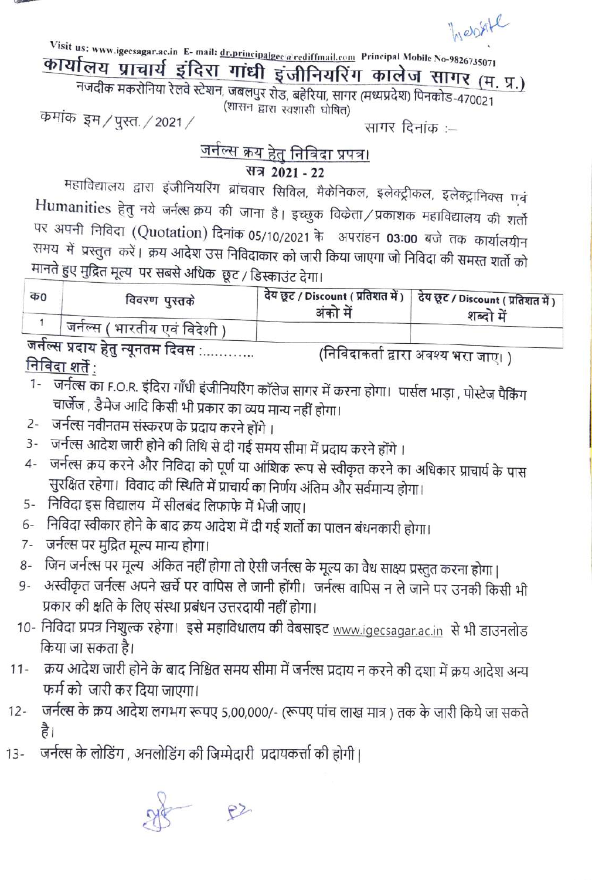Website

Visit us: www.igecsagar.ac.in E- mail: dr.principalgec@rediffmail.com Principal Mobile No-9826735071

# कार्यालय प्राचार्य इंदिरा गांधी इंजीनियरिंग कालेज सागर (म. प्र.)

नजदीक मकरोनिया रेलवे स्टेशन, जबलपुर रोड, बहेरिया, सागर (मध्यप्रदेश) पिनकोड-470021
(शासन द्वारा स्वशासी घोषित)

क्रमांक इम / पुस्त. / 2021 / सागर दिनांक :–

## जर्नल्स क्रय हेतु निविदा प्रपत्र।

### सत्र 2021 - 22

महाविद्यालय द्वारा इंजीनियरिंग ब्रांचवार सिविल, मैकेनिकल, इलेक्ट्रीकल, इलेक्ट्रानिक्स एवं Humanities हेतु नये जर्नल्स क्रय की जाना है। इच्छुक विक्रेता / प्रकाशक महाविद्यालय की शर्तो पर अपनी निविदा (Quotation) दिनांक 05/10/2021 के अपरांहन 03:00 बजे तक कार्यालयीन समय में प्रस्तुत करें। क्रय आदेश उस निविदाकार को जारी किया जाएगा जो निविदा की समस्त शर्तो को मानते हुए मुद्रित मूल्य पर सबसे अधिक छूट / डिस्काउंट देगा।

| क0 | विवरण पुस्तके | देय छूट / Discount ( प्रतिशत में ) अंको में | देय छूट / Discount ( प्रतिशत में ) शब्दो में |
|---|---|---|---|
| 1 | जर्नल्स ( भारतीय एवं विदेशी ) | | |

जर्नल्स प्रदाय हेतु न्यूनतम दिवस :........... (निविदाकर्ता द्वारा अवश्य भरा जाए। )

**निविदा शर्ते :**

1- जर्नल्स का F.O.R. इंदिरा गाँधी इंजीनियरिंग कॉलेज सागर में करना होगा। पार्सल भाड़ा, पोस्टेज पैकिंग चार्जेज, डैमेज आदि किसी भी प्रकार का व्यय मान्य नहीं होगा।
2- जर्नल्स नवीनतम संस्करण के प्रदाय करने होंगे।
3- जर्नल्स आदेश जारी होने की तिथि से दी गई समय सीमा में प्रदाय करने होंगे।
4- जर्नल्स क्रय करने और निविदा को पूर्ण या आंशिक रूप से स्वीकृत करने का अधिकार प्राचार्य के पास सुरक्षित रहेगा। विवाद की स्थिति में प्राचार्य का निर्णय अंतिम और सर्वमान्य होगा।
5- निविदा इस विद्यालय में सीलबंद लिफाफे में भेजी जाए।
6- निविदा स्वीकार होने के बाद क्रय आदेश में दी गई शर्तो का पालन बंधनकारी होगा।
7- जर्नल्स पर मुद्रित मूल्य मान्य होगा।
8- जिन जर्नल्स पर मूल्य अंकित नहीं होगा तो ऐसी जर्नल्स के मूल्य का वैध साक्ष्य प्रस्तुत करना होगा।
9- अस्वीकृत जर्नल्स अपने खर्चे पर वापिस ले जानी होंगी। जर्नल्स वापिस न ले जाने पर उनकी किसी भी प्रकार की क्षति के लिए संस्था प्रबंधन उत्तरदायी नहीं होगा।
10- निविदा प्रपत्र निशुल्क रहेगा। इसे महाविधालय की वेबसाइट www.igecsagar.ac.in से भी डाउनलोड किया जा सकता है।
11- क्रय आदेश जारी होने के बाद निश्चित समय सीमा में जर्नल्स प्रदाय न करने की दशा में क्रय आदेश अन्य फर्म को जारी कर दिया जाएगा।
12- जर्नल्स के क्रय आदेश लगभग रूपए 5,00,000/- (रूपए पांच लाख मात्र ) तक के जारी किये जा सकते है।
13- जर्नल्स के लोडिंग, अनलोडिंग की जिम्मेदारी प्रदायकर्त्ता की होगी।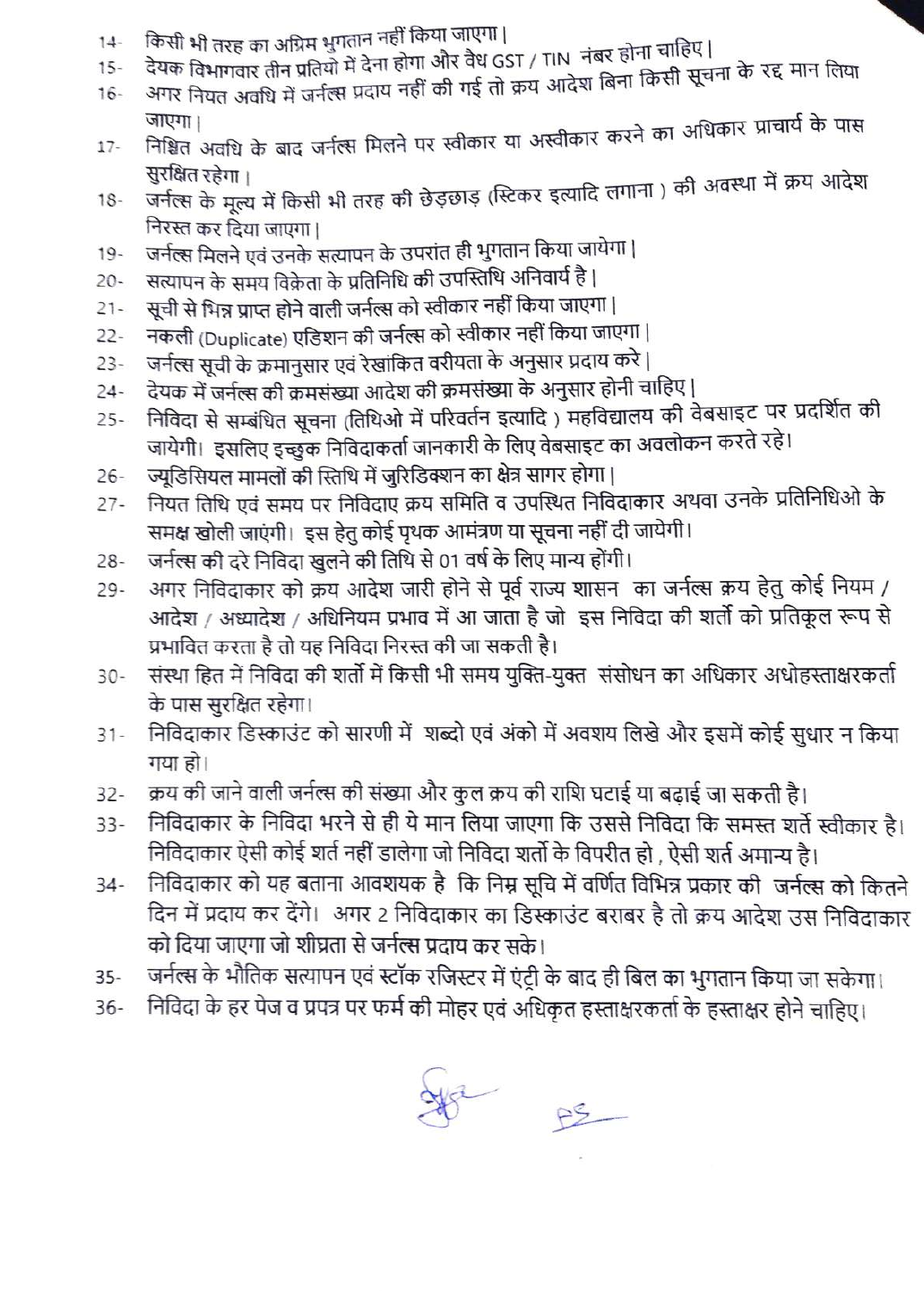14- किसी भी तरह का अग्रिम भुगतान नहीं किया जाएगा।

15- देयक विभागवार तीन प्रतियो में देना होगा और वैध GST / TIN नंबर होना चाहिए।

16- अगर नियत अवधि में जर्नल्स प्रदाय नहीं की गई तो क्रय आदेश बिना किसी सूचना के रद्द मान लिया जाएगा।

17- निश्चित अवधि के बाद जर्नल्स मिलने पर स्वीकार या अस्वीकार करने का अधिकार प्राचार्य के पास सुरक्षित रहेगा।

18- जर्नल्स के मूल्य में किसी भी तरह की छेड़छाड़ (स्टिकर इत्यादि लगाना ) की अवस्था में क्रय आदेश निरस्त कर दिया जाएगा।

19- जर्नल्स मिलने एवं उनके सत्यापन के उपरांत ही भुगतान किया जायेगा।

20- सत्यापन के समय विक्रेता के प्रतिनिधि की उपस्तिथि अनिवार्य है।

21- सूची से भिन्न प्राप्त होने वाली जर्नल्स को स्वीकार नहीं किया जाएगा।

22- नकली (Duplicate) एडिशन की जर्नल्स को स्वीकार नहीं किया जाएगा।

23- जर्नल्स सूची के क्रमानुसार एवं रेखांकित वरीयता के अनुसार प्रदाय करे।

24- देयक में जर्नल्स की क्रमसंख्या आदेश की क्रमसंख्या के अनुसार होनी चाहिए।

25- निविदा से सम्बंधित सूचना (तिथिओ में परिवर्तन इत्यादि ) महविद्यालय की वेबसाइट पर प्रदर्शित की जायेगी। इसलिए इच्छुक निविदाकर्ता जानकारी के लिए वेबसाइट का अवलोकन करते रहे।

26- ज्यूडिसियल मामलों की स्तिथि में जुरिडिक्शन का क्षेत्र सागर होगा।

27- नियत तिथि एवं समय पर निविदाए क्रय समिति व उपस्थित निविदाकार अथवा उनके प्रतिनिधिओ के समक्ष खोली जाएंगी। इस हेतु कोई पृथक आमंत्रण या सूचना नहीं दी जायेगी।

28- जर्नल्स की दरे निविदा खुलने की तिथि से 01 वर्ष के लिए मान्य होंगी।

29- अगर निविदाकार को क्रय आदेश जारी होने से पूर्व राज्य शासन का जर्नल्स क्रय हेतु कोई नियम / आदेश / अध्यादेश / अधिनियम प्रभाव में आ जाता है जो इस निविदा की शर्तो को प्रतिकूल रूप से प्रभावित करता है तो यह निविदा निरस्त की जा सकती है।

30- संस्था हित में निविदा की शर्तो में किसी भी समय युक्ति-युक्त संसोधन का अधिकार अधोहस्ताक्षरकर्ता के पास सुरक्षित रहेगा।

31- निविदाकार डिस्काउंट को सारणी में शब्दो एवं अंको में अवशय लिखे और इसमें कोई सुधार न किया गया हो।

32- क्रय की जाने वाली जर्नल्स की संख्या और कुल क्रय की राशि घटाई या बढ़ाई जा सकती है।

33- निविदाकार के निविदा भरने से ही ये मान लिया जाएगा कि उससे निविदा कि समस्त शर्ते स्वीकार है। निविदाकार ऐसी कोई शर्त नहीं डालेगा जो निविदा शर्तो के विपरीत हो , ऐसी शर्त अमान्य है।

34- निविदाकार को यह बताना आवशयक है कि निम्न सूचि में वर्णित विभिन्न प्रकार की जर्नल्स को कितने दिन में प्रदाय कर देंगे। अगर 2 निविदाकार का डिस्काउंट बराबर है तो क्रय आदेश उस निविदाकार को दिया जाएगा जो शीघ्रता से जर्नल्स प्रदाय कर सके।

35- जर्नल्स के भौतिक सत्यापन एवं स्टॉक रजिस्टर में एंट्री के बाद ही बिल का भुगतान किया जा सकेगा।

36- निविदा के हर पेज व प्रपत्र पर फर्म की मोहर एवं अधिकृत हस्ताक्षरकर्ता के हस्ताक्षर होने चाहिए।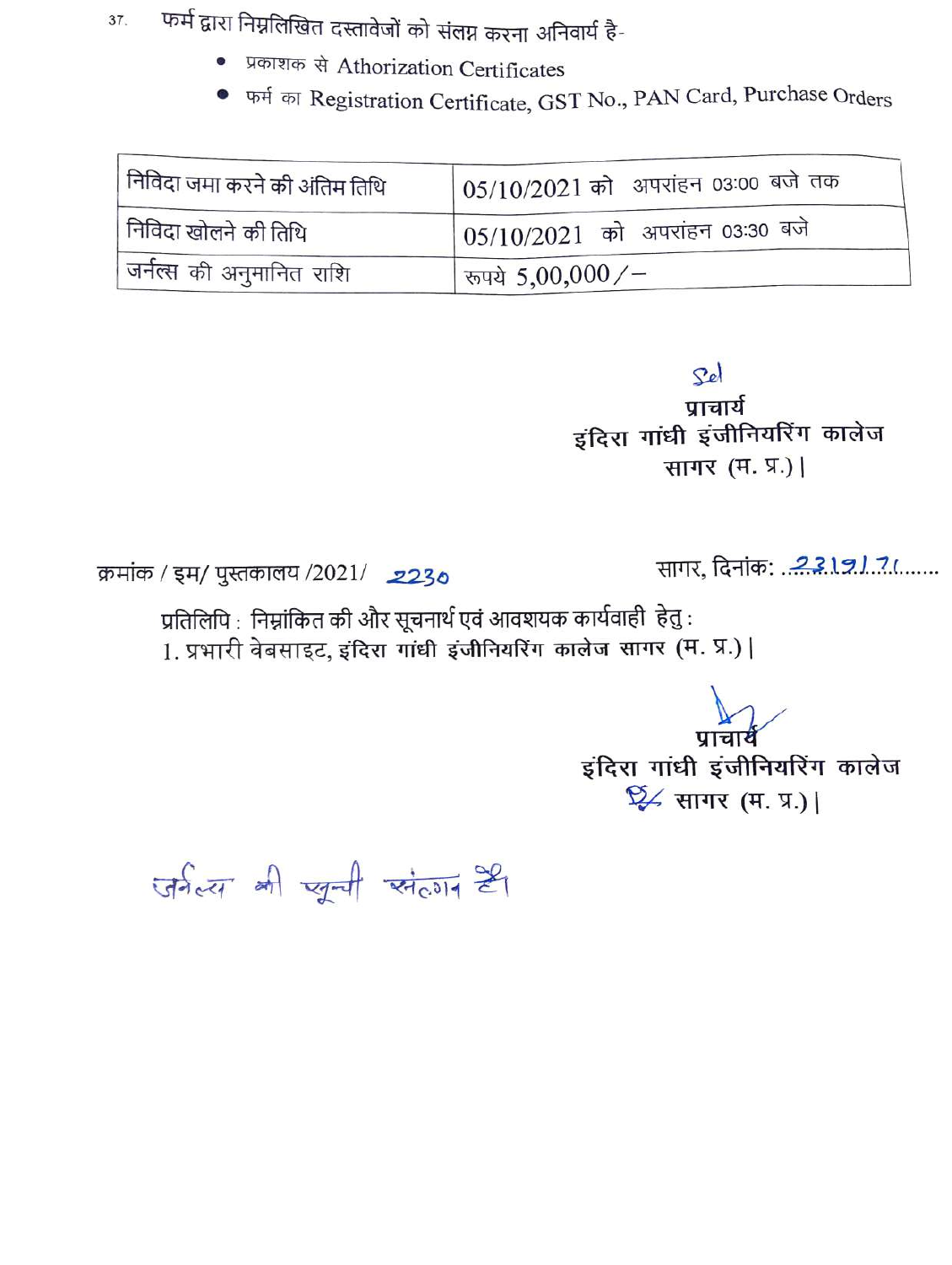37. फर्म द्वारा निम्नलिखित दस्तावेजों को संलग्न करना अनिवार्य है-

- प्रकाशक से Athorization Certificates
- फर्म का Registration Certificate, GST No., PAN Card, Purchase Orders

| निविदा जमा करने की अंतिम तिथि | 05/10/2021 को अपरांहन 03:00 बजे तक |
|---|---|
| निविदा खोलने की तिथि | 05/10/2021 को अपरांहन 03:30 बजे |
| जर्नल्स की अनुमानित राशि | रूपये 5,00,000/- |

Sd/
प्राचार्य
इंदिरा गांधी इंजीनियरिंग कालेज
सागर (म. प्र.)।

क्रमांक / इम/ पुस्तकालय /2021/ 2230

सागर, दिनांक: 23/9/21

प्रतिलिपि : निम्नांकित की ओर सूचनार्थ एवं आवश्यक कार्यवाही हेतु :
1. प्रभारी वेबसाइट, इंदिरा गांधी इंजीनियरिंग कालेज सागर (म. प्र.)।

प्राचार्य
इंदिरा गांधी इंजीनियरिंग कालेज
सागर (म. प्र.)।

जर्नल्स की सूची संलग्न है।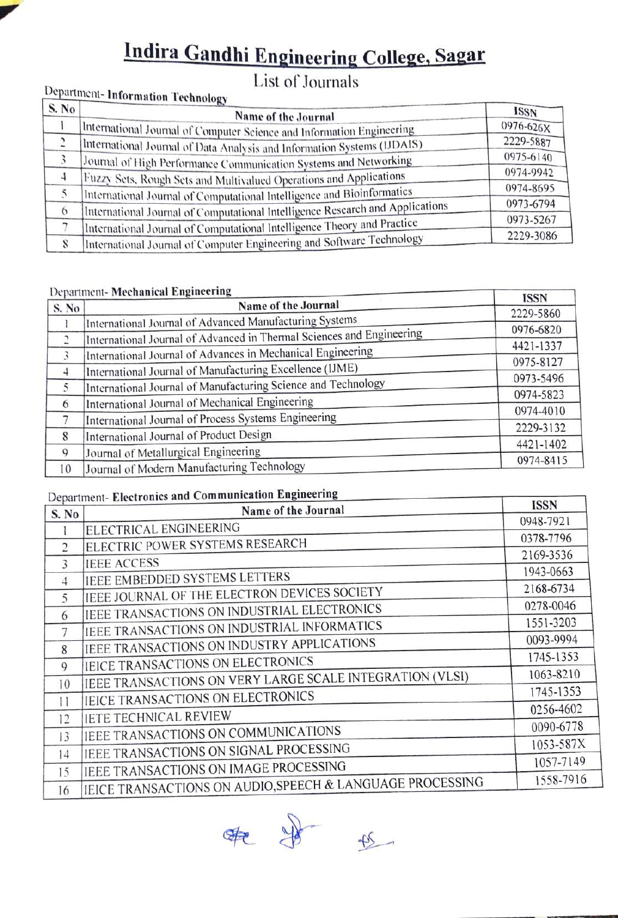# Indira Gandhi Engineering College, Sagar

## List of Journals

Department- **Information Technology**

| S. No | Name of the Journal | ISSN |
|---|---|---|
| 1 | International Journal of Computer Science and Information Engineering | 0976-626X |
| 2 | International Journal of Data Analysis and Information Systems (IJDAIS) | 2229-5887 |
| 3 | Journal of High Performance Communication Systems and Networking | 0975-6140 |
| 4 | Fuzzy Sets, Rough Sets and Multivalued Operations and Applications | 0974-9942 |
| 5 | International Journal of Computational Intelligence and Bioinformatics | 0974-8695 |
| 6 | International Journal of Computational Intelligence Research and Applications | 0973-6794 |
| 7 | International Journal of Computational Intelligence Theory and Practice | 0973-5267 |
| 8 | International Journal of Computer Engineering and Software Technology | 2229-3086 |

Department- **Mechanical Engineering**

| S. No | Name of the Journal | ISSN |
|---|---|---|
| 1 | International Journal of Advanced Manufacturing Systems | 2229-5860 |
| 2 | International Journal of Advanced in Thermal Sciences and Engineering | 0976-6820 |
| 3 | International Journal of Advances in Mechanical Engineering | 4421-1337 |
| 4 | International Journal of Manufacturing Excellence (IJME) | 0975-8127 |
| 5 | International Journal of Manufacturing Science and Technology | 0973-5496 |
| 6 | International Journal of Mechanical Engineering | 0974-5823 |
| 7 | International Journal of Process Systems Engineering | 0974-4010 |
| 8 | International Journal of Product Design | 2229-3132 |
| 9 | Journal of Metallurgical Engineering | 4421-1402 |
| 10 | Journal of Modern Manufacturing Technology | 0974-8415 |

Department- **Electronics and Communication Engineering**

| S. No | Name of the Journal | ISSN |
|---|---|---|
| 1 | ELECTRICAL ENGINEERING | 0948-7921 |
| 2 | ELECTRIC POWER SYSTEMS RESEARCH | 0378-7796 |
| 3 | IEEE ACCESS | 2169-3536 |
| 4 | IEEE EMBEDDED SYSTEMS LETTERS | 1943-0663 |
| 5 | IEEE JOURNAL OF THE ELECTRON DEVICES SOCIETY | 2168-6734 |
| 6 | IEEE TRANSACTIONS ON INDUSTRIAL ELECTRONICS | 0278-0046 |
| 7 | IEEE TRANSACTIONS ON INDUSTRIAL INFORMATICS | 1551-3203 |
| 8 | IEEE TRANSACTIONS ON INDUSTRY APPLICATIONS | 0093-9994 |
| 9 | IEICE TRANSACTIONS ON ELECTRONICS | 1745-1353 |
| 10 | IEEE TRANSACTIONS ON VERY LARGE SCALE INTEGRATION (VLSI) | 1063-8210 |
| 11 | IEICE TRANSACTIONS ON ELECTRONICS | 1745-1353 |
| 12 | IETE TECHNICAL REVIEW | 0256-4602 |
| 13 | IEEE TRANSACTIONS ON COMMUNICATIONS | 0090-6778 |
| 14 | IEEE TRANSACTIONS ON SIGNAL PROCESSING | 1053-587X |
| 15 | IEEE TRANSACTIONS ON IMAGE PROCESSING | 1057-7149 |
| 16 | IEICE TRANSACTIONS ON AUDIO,SPEECH & LANGUAGE PROCESSING | 1558-7916 |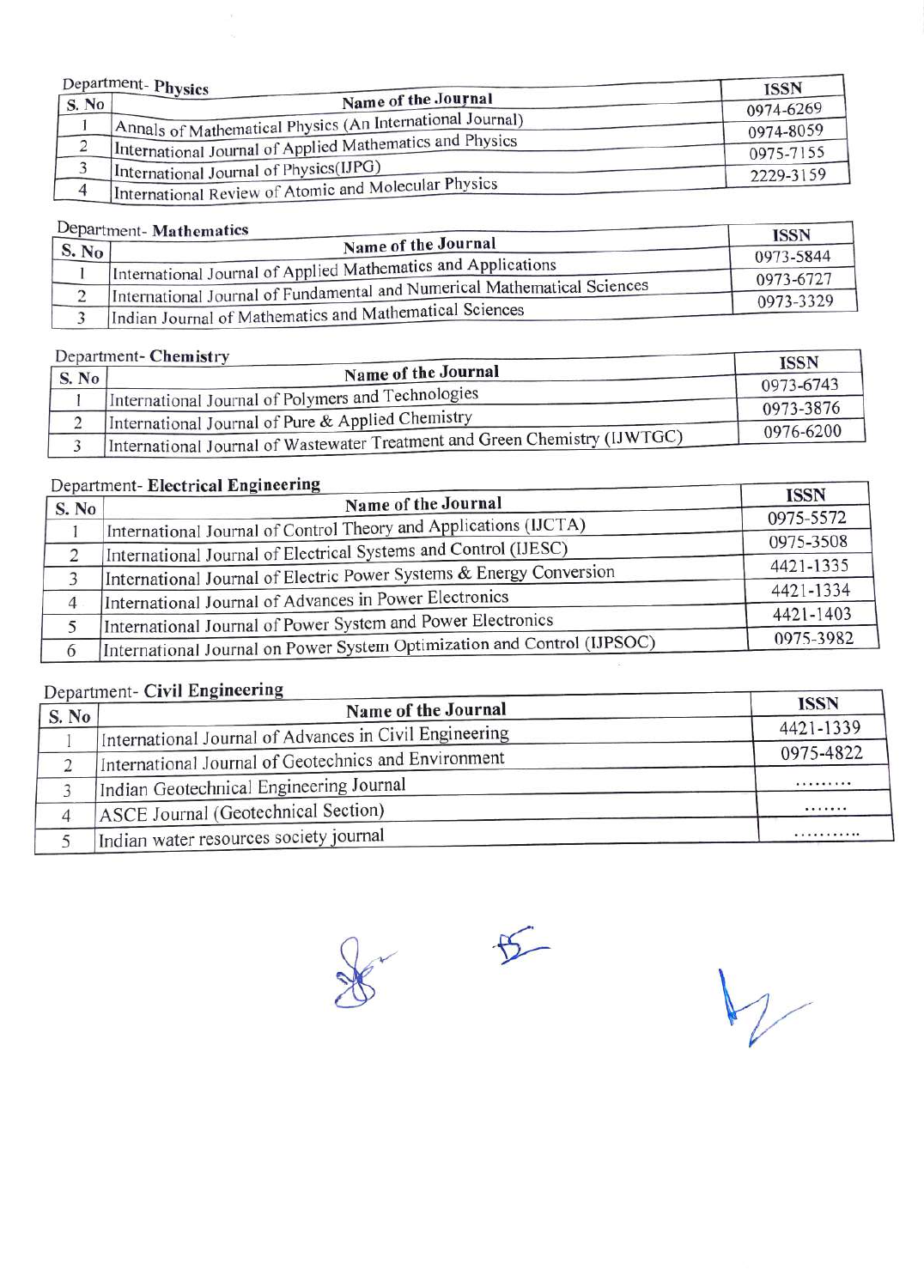Department- **Physics**

| S. No | Name of the Journal | ISSN |
|---|---|---|
| 1 | Annals of Mathematical Physics (An International Journal) | 0974-6269 |
| 2 | International Journal of Applied Mathematics and Physics | 0974-8059 |
| 3 | International Journal of Physics(IJPG) | 0975-7155 |
| 4 | International Review of Atomic and Molecular Physics | 2229-3159 |

Department- **Mathematics**

| S. No | Name of the Journal | ISSN |
|---|---|---|
| 1 | International Journal of Applied Mathematics and Applications | 0973-5844 |
| 2 | International Journal of Fundamental and Numerical Mathematical Sciences | 0973-6727 |
| 3 | Indian Journal of Mathematics and Mathematical Sciences | 0973-3329 |

Department- **Chemistry**

| S. No | Name of the Journal | ISSN |
|---|---|---|
| 1 | International Journal of Polymers and Technologies | 0973-6743 |
| 2 | International Journal of Pure & Applied Chemistry | 0973-3876 |
| 3 | International Journal of Wastewater Treatment and Green Chemistry (IJWTGC) | 0976-6200 |

Department- **Electrical Engineering**

| S. No | Name of the Journal | ISSN |
|---|---|---|
| 1 | International Journal of Control Theory and Applications (IJCTA) | 0975-5572 |
| 2 | International Journal of Electrical Systems and Control (IJESC) | 0975-3508 |
| 3 | International Journal of Electric Power Systems & Energy Conversion | 4421-1335 |
| 4 | International Journal of Advances in Power Electronics | 4421-1334 |
| 5 | International Journal of Power System and Power Electronics | 4421-1403 |
| 6 | International Journal on Power System Optimization and Control (IJPSOC) | 0975-3982 |

Department- **Civil Engineering**

| S. No | Name of the Journal | ISSN |
|---|---|---|
| 1 | International Journal of Advances in Civil Engineering | 4421-1339 |
| 2 | International Journal of Geotechnics and Environment | 0975-4822 |
| 3 | Indian Geotechnical Engineering Journal | ......... |
| 4 | ASCE Journal (Geotechnical Section) | ....... |
| 5 | Indian water resources society journal | ........... |